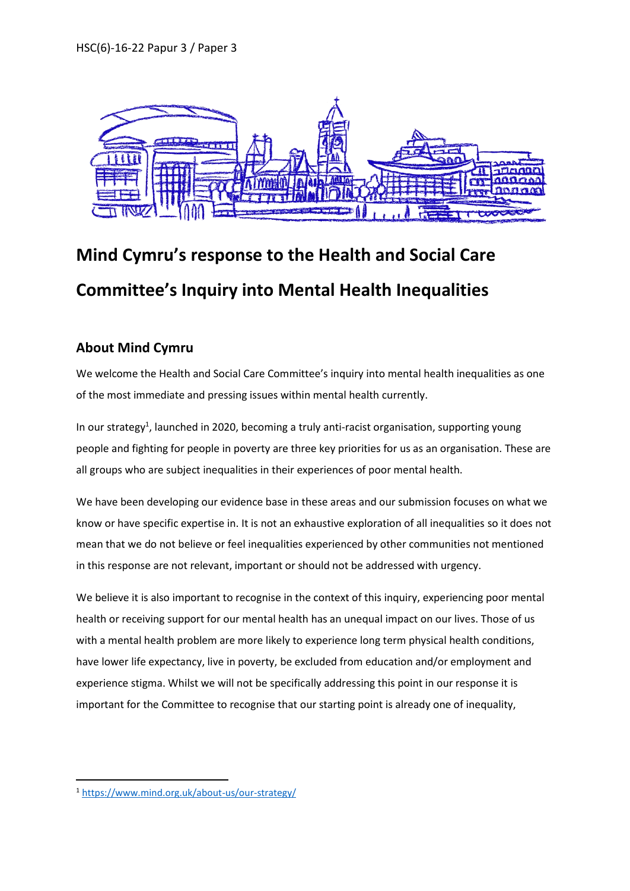HSC(6)-16-22 Papur 3 / Paper 3

# Mind Cymru's response to the Health and Social Care Committee's Inquiry into Mental Health Inequalities

## About Mind Cymru

We welcome the Health and Social Care Committee's inquiry into mental health inequalities as one of the most immediate and pressing issues within mental health currently.

In our strategy[1], launched in 2020, becoming a truly anti-racist organisation, supporting young people and fighting for people in poverty are three key priorities for us as an organisation. These are all groups who are subject inequalities in their experiences of poor mental health.

We have been developing our evidence base in these areas and our submission focuses on what we know or have specific expertise in. It is not an exhaustive exploration of all inequalities so it does not mean that we do not believe or feel inequalities experienced by other communities not mentioned in this response are not relevant, important or should not be addressed with urgency.

We believe it is also important to recognise in the context of this inquiry, experiencing poor mental health or receiving support for our mental health has an unequal impact on our lives. Those of us with a mental health problem are more likely to experience long term physical health conditions, have lower life expectancy, live in poverty, be excluded from education and/or employment and experience stigma. Whilst we will not be specifically addressing this point in our response it is important for the Committee to recognise that our starting point is already one of inequality,

[1] https://www.mind.org.uk/about-us/our-strategy/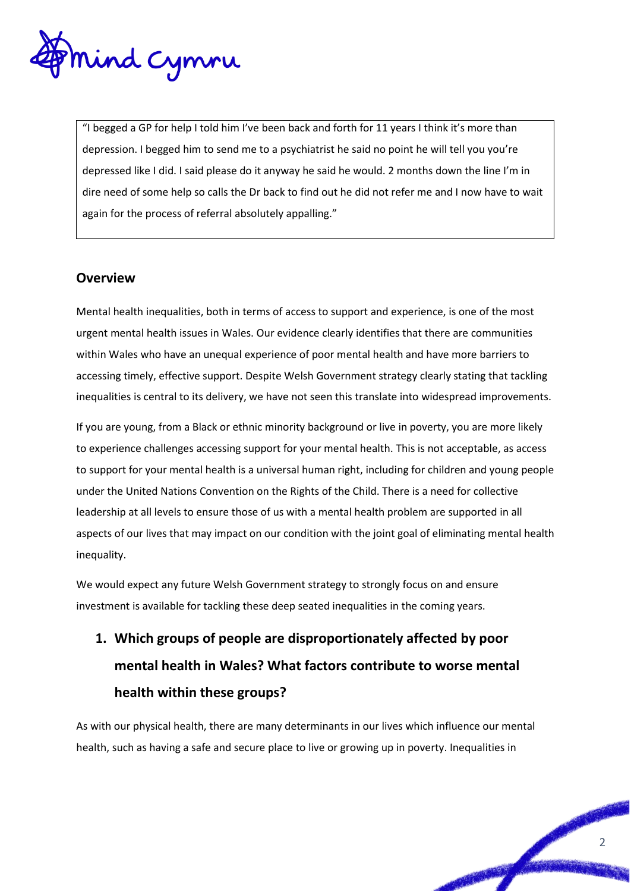> "I begged a GP for help I told him I've been back and forth for 11 years I think it's more than depression. I begged him to send me to a psychiatrist he said no point he will tell you you're depressed like I did. I said please do it anyway he said he would. 2 months down the line I'm in dire need of some help so calls the Dr back to find out he did not refer me and I now have to wait again for the process of referral absolutely appalling."

## Overview

Mental health inequalities, both in terms of access to support and experience, is one of the most urgent mental health issues in Wales. Our evidence clearly identifies that there are communities within Wales who have an unequal experience of poor mental health and have more barriers to accessing timely, effective support. Despite Welsh Government strategy clearly stating that tackling inequalities is central to its delivery, we have not seen this translate into widespread improvements.

If you are young, from a Black or ethnic minority background or live in poverty, you are more likely to experience challenges accessing support for your mental health. This is not acceptable, as access to support for your mental health is a universal human right, including for children and young people under the United Nations Convention on the Rights of the Child. There is a need for collective leadership at all levels to ensure those of us with a mental health problem are supported in all aspects of our lives that may impact on our condition with the joint goal of eliminating mental health inequality.

We would expect any future Welsh Government strategy to strongly focus on and ensure investment is available for tackling these deep seated inequalities in the coming years.

## 1. Which groups of people are disproportionately affected by poor mental health in Wales? What factors contribute to worse mental health within these groups?

As with our physical health, there are many determinants in our lives which influence our mental health, such as having a safe and secure place to live or growing up in poverty. Inequalities in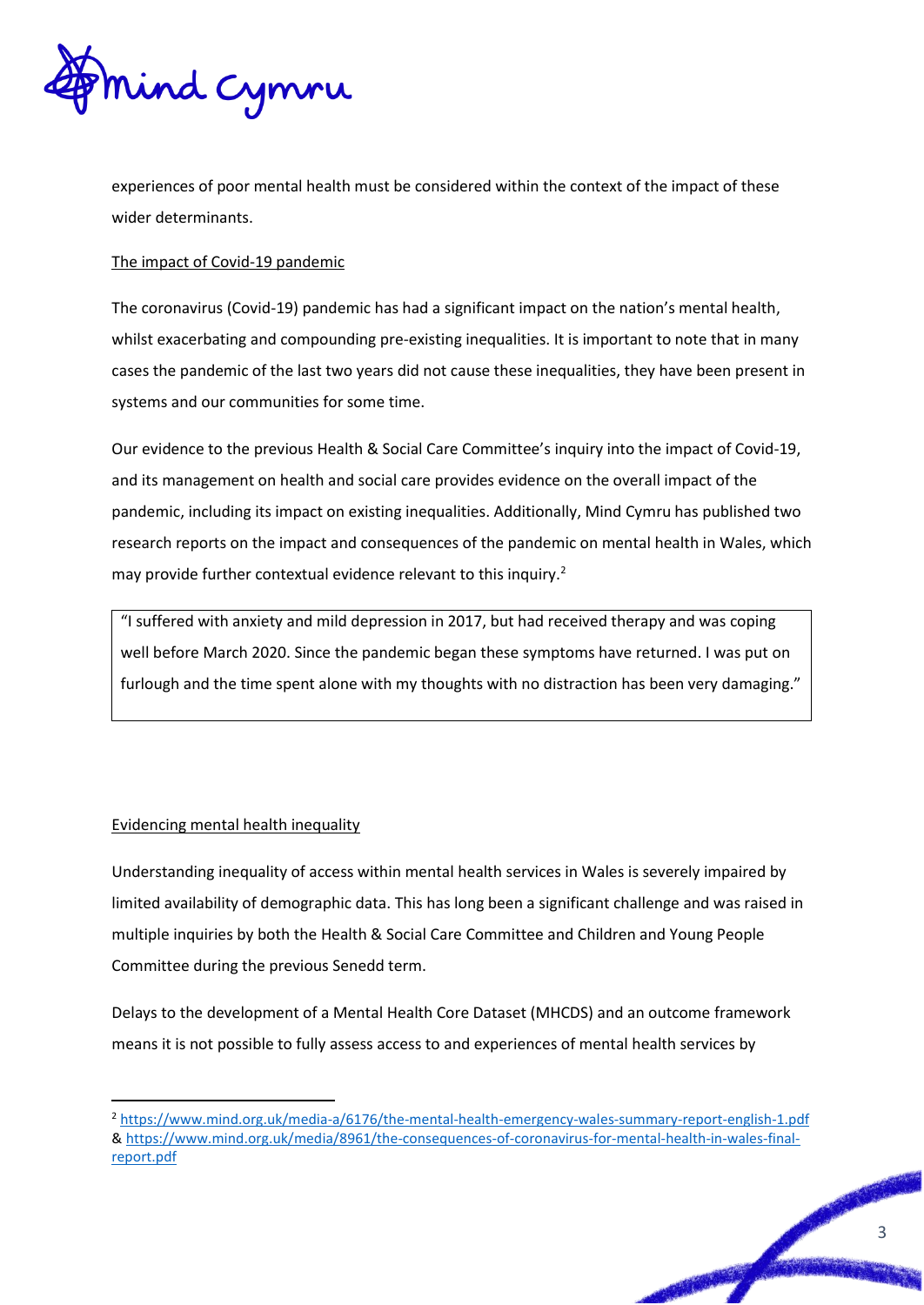experiences of poor mental health must be considered within the context of the impact of these wider determinants.

## The impact of Covid-19 pandemic

The coronavirus (Covid-19) pandemic has had a significant impact on the nation's mental health, whilst exacerbating and compounding pre-existing inequalities. It is important to note that in many cases the pandemic of the last two years did not cause these inequalities, they have been present in systems and our communities for some time.

Our evidence to the previous Health & Social Care Committee's inquiry into the impact of Covid-19, and its management on health and social care provides evidence on the overall impact of the pandemic, including its impact on existing inequalities. Additionally, Mind Cymru has published two research reports on the impact and consequences of the pandemic on mental health in Wales, which may provide further contextual evidence relevant to this inquiry.[2]

> "I suffered with anxiety and mild depression in 2017, but had received therapy and was coping well before March 2020. Since the pandemic began these symptoms have returned. I was put on furlough and the time spent alone with my thoughts with no distraction has been very damaging."

## Evidencing mental health inequality

Understanding inequality of access within mental health services in Wales is severely impaired by limited availability of demographic data. This has long been a significant challenge and was raised in multiple inquiries by both the Health & Social Care Committee and Children and Young People Committee during the previous Senedd term.

Delays to the development of a Mental Health Core Dataset (MHCDS) and an outcome framework means it is not possible to fully assess access to and experiences of mental health services by

---

[2] https://www.mind.org.uk/media-a/6176/the-mental-health-emergency-wales-summary-report-english-1.pdf & https://www.mind.org.uk/media/8961/the-consequences-of-coronavirus-for-mental-health-in-wales-final-report.pdf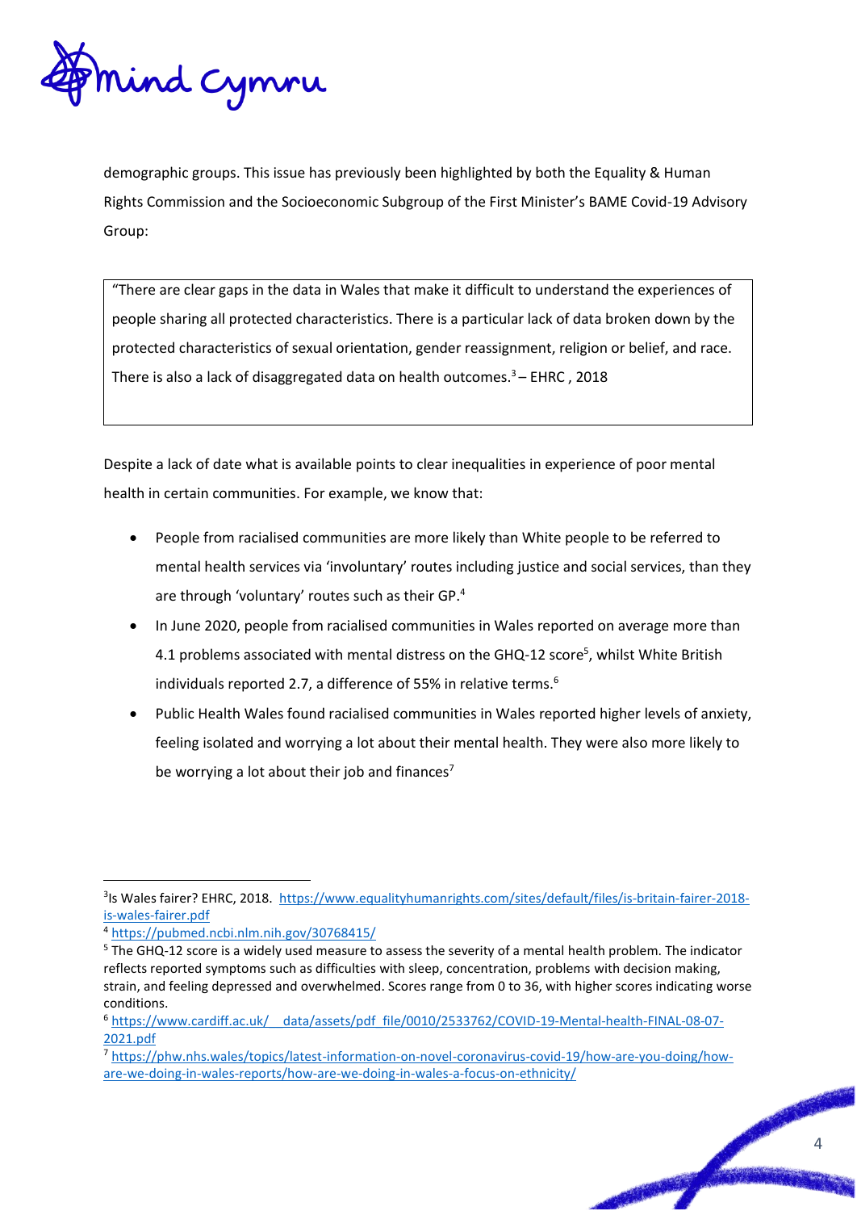demographic groups. This issue has previously been highlighted by both the Equality & Human Rights Commission and the Socioeconomic Subgroup of the First Minister's BAME Covid-19 Advisory Group:

> "There are clear gaps in the data in Wales that make it difficult to understand the experiences of people sharing all protected characteristics. There is a particular lack of data broken down by the protected characteristics of sexual orientation, gender reassignment, religion or belief, and race. There is also a lack of disaggregated data on health outcomes.[3] – EHRC , 2018

Despite a lack of date what is available points to clear inequalities in experience of poor mental health in certain communities. For example, we know that:

- People from racialised communities are more likely than White people to be referred to mental health services via 'involuntary' routes including justice and social services, than they are through 'voluntary' routes such as their GP.[4]
- In June 2020, people from racialised communities in Wales reported on average more than 4.1 problems associated with mental distress on the GHQ-12 score[5], whilst White British individuals reported 2.7, a difference of 55% in relative terms.[6]
- Public Health Wales found racialised communities in Wales reported higher levels of anxiety, feeling isolated and worrying a lot about their mental health. They were also more likely to be worrying a lot about their job and finances[7]

---

[3] Is Wales fairer? EHRC, 2018. https://www.equalityhumanrights.com/sites/default/files/is-britain-fairer-2018-is-wales-fairer.pdf

[4] https://pubmed.ncbi.nlm.nih.gov/30768415/

[5] The GHQ-12 score is a widely used measure to assess the severity of a mental health problem. The indicator reflects reported symptoms such as difficulties with sleep, concentration, problems with decision making, strain, and feeling depressed and overwhelmed. Scores range from 0 to 36, with higher scores indicating worse conditions.

[6] https://www.cardiff.ac.uk/__data/assets/pdf_file/0010/2533762/COVID-19-Mental-health-FINAL-08-07-2021.pdf

[7] https://phw.nhs.wales/topics/latest-information-on-novel-coronavirus-covid-19/how-are-you-doing/how-are-we-doing-in-wales-reports/how-are-we-doing-in-wales-a-focus-on-ethnicity/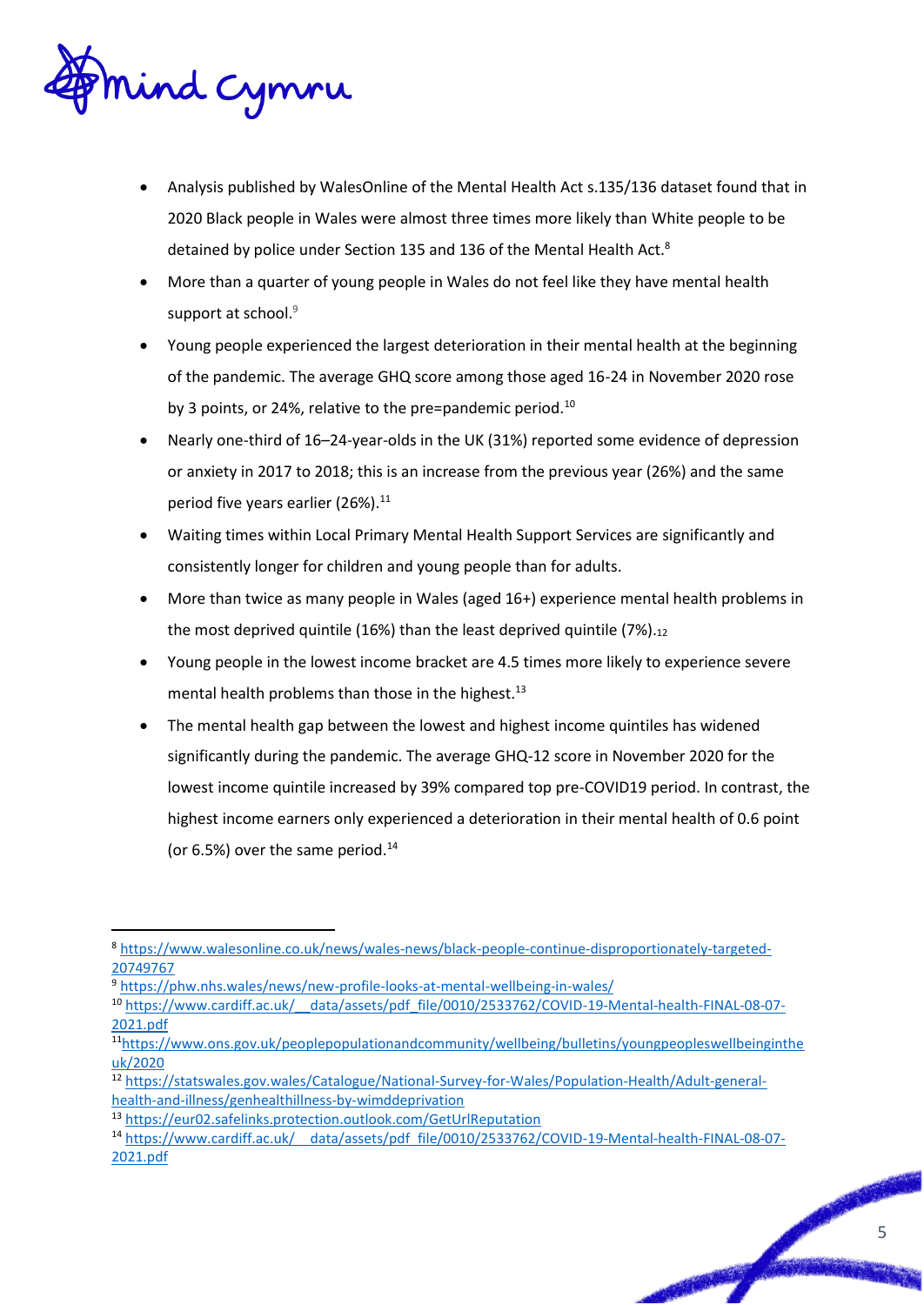- Analysis published by WalesOnline of the Mental Health Act s.135/136 dataset found that in 2020 Black people in Wales were almost three times more likely than White people to be detained by police under Section 135 and 136 of the Mental Health Act.[8]
- More than a quarter of young people in Wales do not feel like they have mental health support at school.[9]
- Young people experienced the largest deterioration in their mental health at the beginning of the pandemic. The average GHQ score among those aged 16-24 in November 2020 rose by 3 points, or 24%, relative to the pre=pandemic period.[10]
- Nearly one-third of 16–24-year-olds in the UK (31%) reported some evidence of depression or anxiety in 2017 to 2018; this is an increase from the previous year (26%) and the same period five years earlier (26%).[11]
- Waiting times within Local Primary Mental Health Support Services are significantly and consistently longer for children and young people than for adults.
- More than twice as many people in Wales (aged 16+) experience mental health problems in the most deprived quintile (16%) than the least deprived quintile (7%).[12]
- Young people in the lowest income bracket are 4.5 times more likely to experience severe mental health problems than those in the highest.[13]
- The mental health gap between the lowest and highest income quintiles has widened significantly during the pandemic. The average GHQ-12 score in November 2020 for the lowest income quintile increased by 39% compared top pre-COVID19 period. In contrast, the highest income earners only experienced a deterioration in their mental health of 0.6 point (or 6.5%) over the same period.[14]

---

[8] https://www.walesonline.co.uk/news/wales-news/black-people-continue-disproportionately-targeted-20749767

[9] https://phw.nhs.wales/news/new-profile-looks-at-mental-wellbeing-in-wales/

[10] https://www.cardiff.ac.uk/__data/assets/pdf_file/0010/2533762/COVID-19-Mental-health-FINAL-08-07-2021.pdf

[11] https://www.ons.gov.uk/peoplepopulationandcommunity/wellbeing/bulletins/youngpeopleswellbeingintheuk/2020

[12] https://statswales.gov.wales/Catalogue/National-Survey-for-Wales/Population-Health/Adult-general-health-and-illness/genhealthillness-by-wimddeprivation

[13] https://eur02.safelinks.protection.outlook.com/GetUrlReputation

[14] https://www.cardiff.ac.uk/__data/assets/pdf_file/0010/2533762/COVID-19-Mental-health-FINAL-08-07-2021.pdf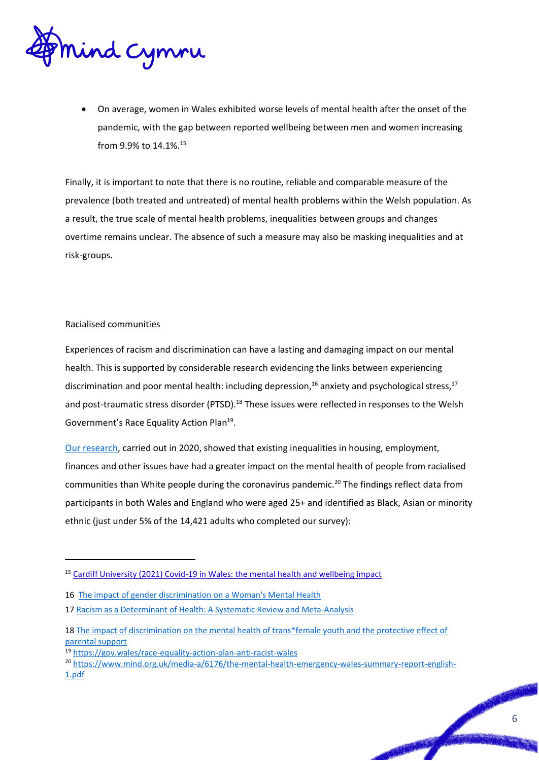- On average, women in Wales exhibited worse levels of mental health after the onset of the pandemic, with the gap between reported wellbeing between men and women increasing from 9.9% to 14.1%.[15]

Finally, it is important to note that there is no routine, reliable and comparable measure of the prevalence (both treated and untreated) of mental health problems within the Welsh population. As a result, the true scale of mental health problems, inequalities between groups and changes overtime remains unclear. The absence of such a measure may also be masking inequalities and at risk-groups.

## Racialised communities

Experiences of racism and discrimination can have a lasting and damaging impact on our mental health. This is supported by considerable research evidencing the links between experiencing discrimination and poor mental health: including depression,[16] anxiety and psychological stress,[17] and post-traumatic stress disorder (PTSD).[18] These issues were reflected in responses to the Welsh Government's Race Equality Action Plan[19].

[Our research](https://www.mind.org.uk/media-a/6176/the-mental-health-emergency-wales-summary-report-english-1.pdf), carried out in 2020, showed that existing inequalities in housing, employment, finances and other issues have had a greater impact on the mental health of people from racialised communities than White people during the coronavirus pandemic.[20] The findings reflect data from participants in both Wales and England who were aged 25+ and identified as Black, Asian or minority ethnic (just under 5% of the 14,421 adults who completed our survey):

---

[15] Cardiff University (2021) Covid-19 in Wales: the mental health and wellbeing impact

[16] The impact of gender discrimination on a Woman's Mental Health

[17] Racism as a Determinant of Health: A Systematic Review and Meta-Analysis

[18] The impact of discrimination on the mental health of trans*female youth and the protective effect of parental support

[19] https://gov.wales/race-equality-action-plan-anti-racist-wales

[20] https://www.mind.org.uk/media-a/6176/the-mental-health-emergency-wales-summary-report-english-1.pdf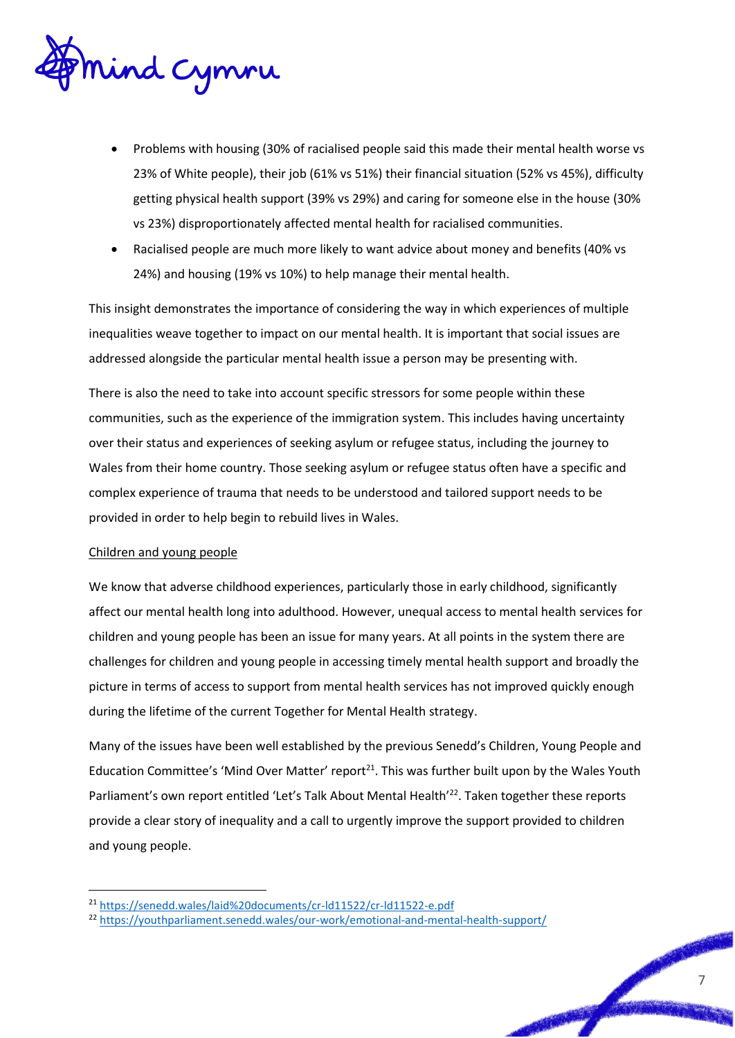- Problems with housing (30% of racialised people said this made their mental health worse vs 23% of White people), their job (61% vs 51%) their financial situation (52% vs 45%), difficulty getting physical health support (39% vs 29%) and caring for someone else in the house (30% vs 23%) disproportionately affected mental health for racialised communities.
- Racialised people are much more likely to want advice about money and benefits (40% vs 24%) and housing (19% vs 10%) to help manage their mental health.

This insight demonstrates the importance of considering the way in which experiences of multiple inequalities weave together to impact on our mental health. It is important that social issues are addressed alongside the particular mental health issue a person may be presenting with.

There is also the need to take into account specific stressors for some people within these communities, such as the experience of the immigration system. This includes having uncertainty over their status and experiences of seeking asylum or refugee status, including the journey to Wales from their home country. Those seeking asylum or refugee status often have a specific and complex experience of trauma that needs to be understood and tailored support needs to be provided in order to help begin to rebuild lives in Wales.

<u>Children and young people</u>

We know that adverse childhood experiences, particularly those in early childhood, significantly affect our mental health long into adulthood. However, unequal access to mental health services for children and young people has been an issue for many years. At all points in the system there are challenges for children and young people in accessing timely mental health support and broadly the picture in terms of access to support from mental health services has not improved quickly enough during the lifetime of the current Together for Mental Health strategy.

Many of the issues have been well established by the previous Senedd's Children, Young People and Education Committee's 'Mind Over Matter' report[21]. This was further built upon by the Wales Youth Parliament's own report entitled 'Let's Talk About Mental Health'[22]. Taken together these reports provide a clear story of inequality and a call to urgently improve the support provided to children and young people.

---

[21] https://senedd.wales/laid%20documents/cr-ld11522/cr-ld11522-e.pdf

[22] https://youthparliament.senedd.wales/our-work/emotional-and-mental-health-support/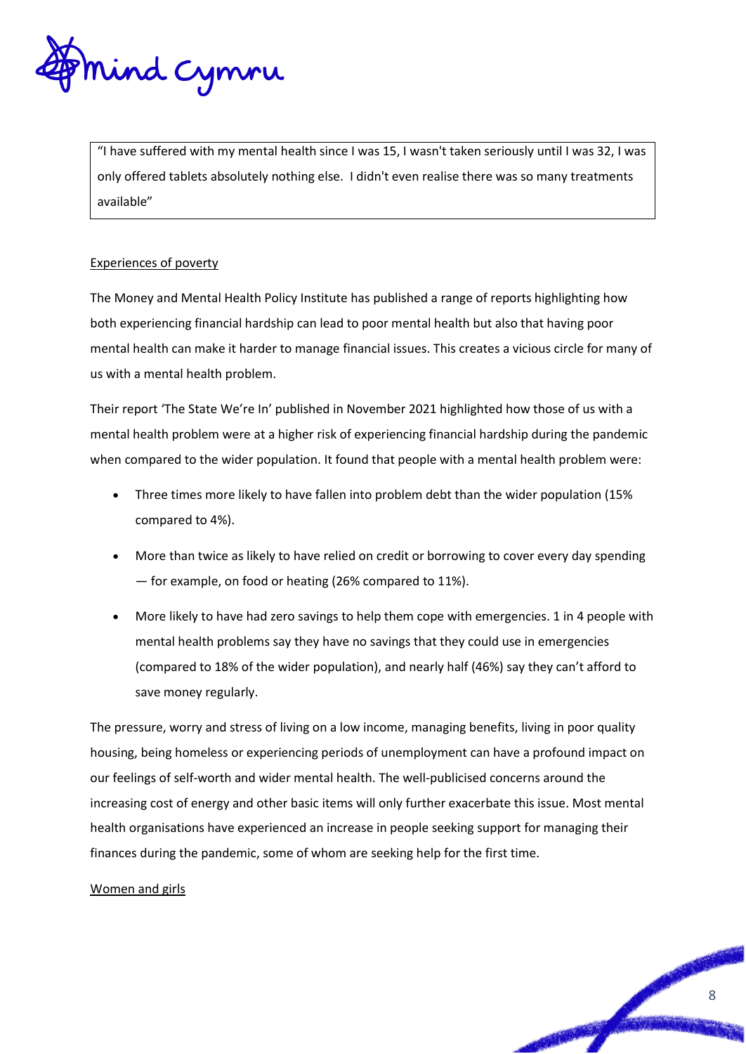> "I have suffered with my mental health since I was 15, I wasn't taken seriously until I was 32, I was only offered tablets absolutely nothing else. I didn't even realise there was so many treatments available"

<u>Experiences of poverty</u>

The Money and Mental Health Policy Institute has published a range of reports highlighting how both experiencing financial hardship can lead to poor mental health but also that having poor mental health can make it harder to manage financial issues. This creates a vicious circle for many of us with a mental health problem.

Their report 'The State We're In' published in November 2021 highlighted how those of us with a mental health problem were at a higher risk of experiencing financial hardship during the pandemic when compared to the wider population. It found that people with a mental health problem were:

- Three times more likely to have fallen into problem debt than the wider population (15% compared to 4%).
- More than twice as likely to have relied on credit or borrowing to cover every day spending — for example, on food or heating (26% compared to 11%).
- More likely to have had zero savings to help them cope with emergencies. 1 in 4 people with mental health problems say they have no savings that they could use in emergencies (compared to 18% of the wider population), and nearly half (46%) say they can't afford to save money regularly.

The pressure, worry and stress of living on a low income, managing benefits, living in poor quality housing, being homeless or experiencing periods of unemployment can have a profound impact on our feelings of self-worth and wider mental health. The well-publicised concerns around the increasing cost of energy and other basic items will only further exacerbate this issue. Most mental health organisations have experienced an increase in people seeking support for managing their finances during the pandemic, some of whom are seeking help for the first time.

<u>Women and girls</u>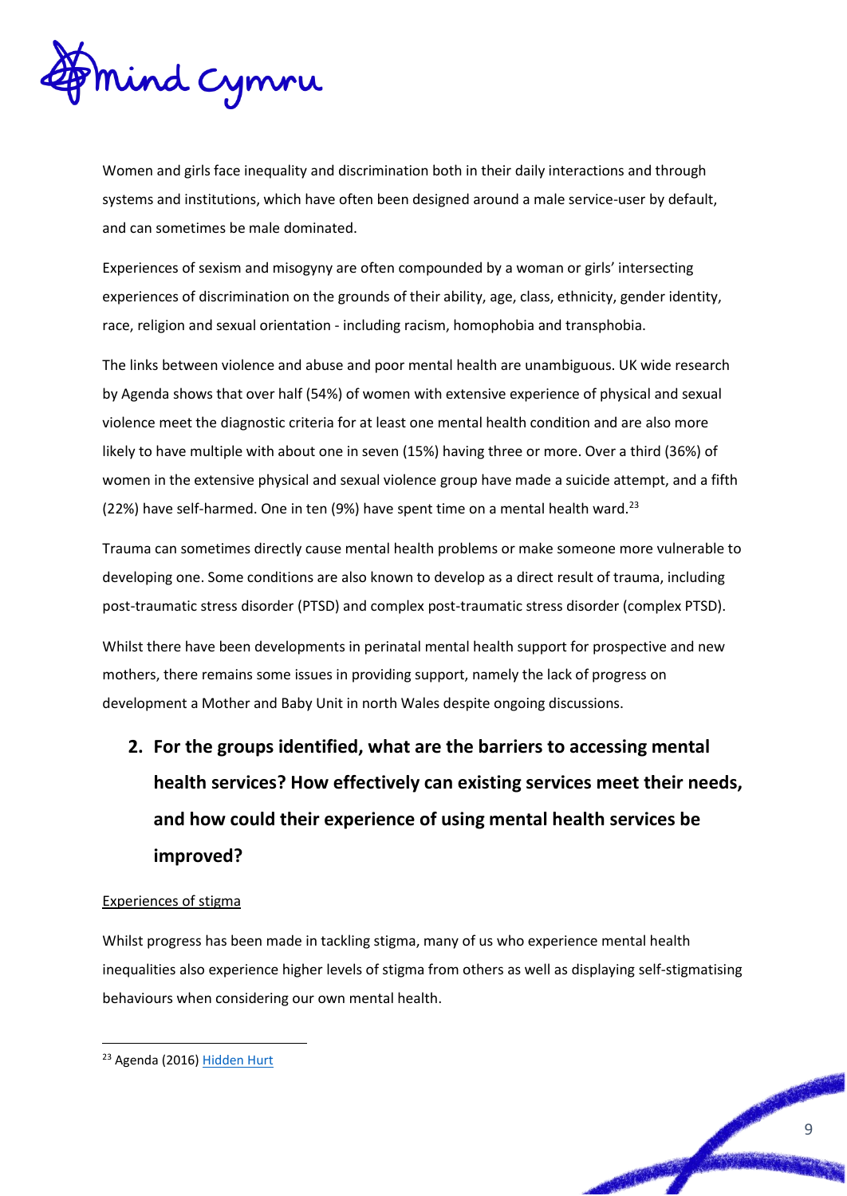Women and girls face inequality and discrimination both in their daily interactions and through systems and institutions, which have often been designed around a male service-user by default, and can sometimes be male dominated.

Experiences of sexism and misogyny are often compounded by a woman or girls' intersecting experiences of discrimination on the grounds of their ability, age, class, ethnicity, gender identity, race, religion and sexual orientation - including racism, homophobia and transphobia.

The links between violence and abuse and poor mental health are unambiguous. UK wide research by Agenda shows that over half (54%) of women with extensive experience of physical and sexual violence meet the diagnostic criteria for at least one mental health condition and are also more likely to have multiple with about one in seven (15%) having three or more. Over a third (36%) of women in the extensive physical and sexual violence group have made a suicide attempt, and a fifth (22%) have self-harmed. One in ten (9%) have spent time on a mental health ward.[23]

Trauma can sometimes directly cause mental health problems or make someone more vulnerable to developing one. Some conditions are also known to develop as a direct result of trauma, including post-traumatic stress disorder (PTSD) and complex post-traumatic stress disorder (complex PTSD).

Whilst there have been developments in perinatal mental health support for prospective and new mothers, there remains some issues in providing support, namely the lack of progress on development a Mother and Baby Unit in north Wales despite ongoing discussions.

## 2. For the groups identified, what are the barriers to accessing mental health services? How effectively can existing services meet their needs, and how could their experience of using mental health services be improved?

Experiences of stigma

Whilst progress has been made in tackling stigma, many of us who experience mental health inequalities also experience higher levels of stigma from others as well as displaying self-stigmatising behaviours when considering our own mental health.

---

[23] Agenda (2016) Hidden Hurt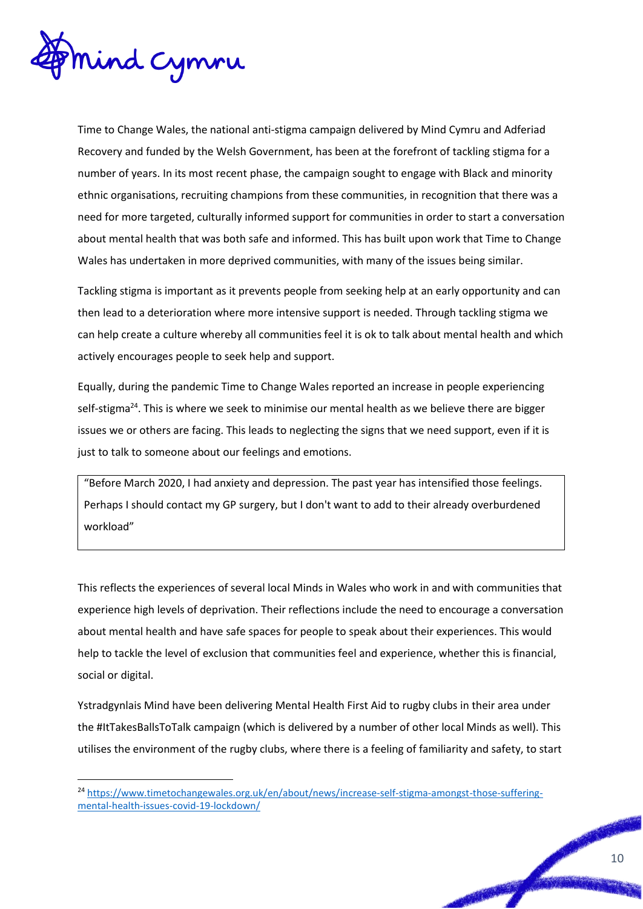Time to Change Wales, the national anti-stigma campaign delivered by Mind Cymru and Adferiad Recovery and funded by the Welsh Government, has been at the forefront of tackling stigma for a number of years. In its most recent phase, the campaign sought to engage with Black and minority ethnic organisations, recruiting champions from these communities, in recognition that there was a need for more targeted, culturally informed support for communities in order to start a conversation about mental health that was both safe and informed. This has built upon work that Time to Change Wales has undertaken in more deprived communities, with many of the issues being similar.

Tackling stigma is important as it prevents people from seeking help at an early opportunity and can then lead to a deterioration where more intensive support is needed. Through tackling stigma we can help create a culture whereby all communities feel it is ok to talk about mental health and which actively encourages people to seek help and support.

Equally, during the pandemic Time to Change Wales reported an increase in people experiencing self-stigma[24]. This is where we seek to minimise our mental health as we believe there are bigger issues we or others are facing. This leads to neglecting the signs that we need support, even if it is just to talk to someone about our feelings and emotions.

> "Before March 2020, I had anxiety and depression. The past year has intensified those feelings. Perhaps I should contact my GP surgery, but I don't want to add to their already overburdened workload"

This reflects the experiences of several local Minds in Wales who work in and with communities that experience high levels of deprivation. Their reflections include the need to encourage a conversation about mental health and have safe spaces for people to speak about their experiences. This would help to tackle the level of exclusion that communities feel and experience, whether this is financial, social or digital.

Ystradgynlais Mind have been delivering Mental Health First Aid to rugby clubs in their area under the #ItTakesBallsToTalk campaign (which is delivered by a number of other local Minds as well). This utilises the environment of the rugby clubs, where there is a feeling of familiarity and safety, to start

---

[24] https://www.timetochangewales.org.uk/en/about/news/increase-self-stigma-amongst-those-suffering-mental-health-issues-covid-19-lockdown/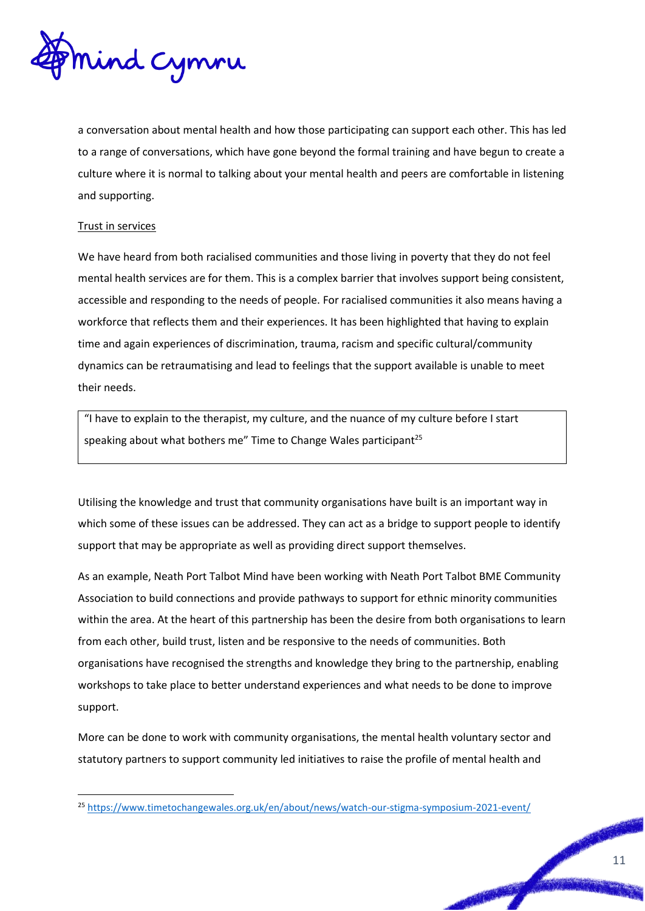a conversation about mental health and how those participating can support each other. This has led to a range of conversations, which have gone beyond the formal training and have begun to create a culture where it is normal to talking about your mental health and peers are comfortable in listening and supporting.

Trust in services

We have heard from both racialised communities and those living in poverty that they do not feel mental health services are for them. This is a complex barrier that involves support being consistent, accessible and responding to the needs of people. For racialised communities it also means having a workforce that reflects them and their experiences. It has been highlighted that having to explain time and again experiences of discrimination, trauma, racism and specific cultural/community dynamics can be retraumatising and lead to feelings that the support available is unable to meet their needs.

> "I have to explain to the therapist, my culture, and the nuance of my culture before I start speaking about what bothers me" Time to Change Wales participant[25]

Utilising the knowledge and trust that community organisations have built is an important way in which some of these issues can be addressed. They can act as a bridge to support people to identify support that may be appropriate as well as providing direct support themselves.

As an example, Neath Port Talbot Mind have been working with Neath Port Talbot BME Community Association to build connections and provide pathways to support for ethnic minority communities within the area. At the heart of this partnership has been the desire from both organisations to learn from each other, build trust, listen and be responsive to the needs of communities. Both organisations have recognised the strengths and knowledge they bring to the partnership, enabling workshops to take place to better understand experiences and what needs to be done to improve support.

More can be done to work with community organisations, the mental health voluntary sector and statutory partners to support community led initiatives to raise the profile of mental health and

[25] https://www.timetochangewales.org.uk/en/about/news/watch-our-stigma-symposium-2021-event/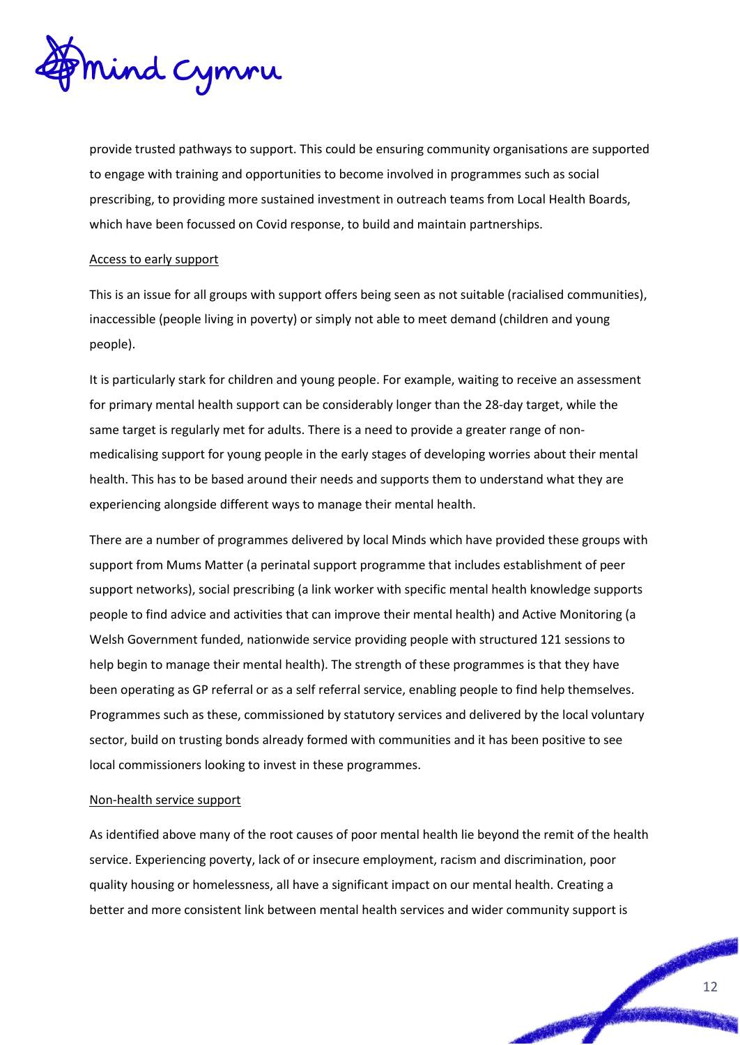provide trusted pathways to support. This could be ensuring community organisations are supported to engage with training and opportunities to become involved in programmes such as social prescribing, to providing more sustained investment in outreach teams from Local Health Boards, which have been focussed on Covid response, to build and maintain partnerships.

<u>Access to early support</u>

This is an issue for all groups with support offers being seen as not suitable (racialised communities), inaccessible (people living in poverty) or simply not able to meet demand (children and young people).

It is particularly stark for children and young people. For example, waiting to receive an assessment for primary mental health support can be considerably longer than the 28-day target, while the same target is regularly met for adults. There is a need to provide a greater range of non-medicalising support for young people in the early stages of developing worries about their mental health. This has to be based around their needs and supports them to understand what they are experiencing alongside different ways to manage their mental health.

There are a number of programmes delivered by local Minds which have provided these groups with support from Mums Matter (a perinatal support programme that includes establishment of peer support networks), social prescribing (a link worker with specific mental health knowledge supports people to find advice and activities that can improve their mental health) and Active Monitoring (a Welsh Government funded, nationwide service providing people with structured 121 sessions to help begin to manage their mental health). The strength of these programmes is that they have been operating as GP referral or as a self referral service, enabling people to find help themselves. Programmes such as these, commissioned by statutory services and delivered by the local voluntary sector, build on trusting bonds already formed with communities and it has been positive to see local commissioners looking to invest in these programmes.

<u>Non-health service support</u>

As identified above many of the root causes of poor mental health lie beyond the remit of the health service. Experiencing poverty, lack of or insecure employment, racism and discrimination, poor quality housing or homelessness, all have a significant impact on our mental health. Creating a better and more consistent link between mental health services and wider community support is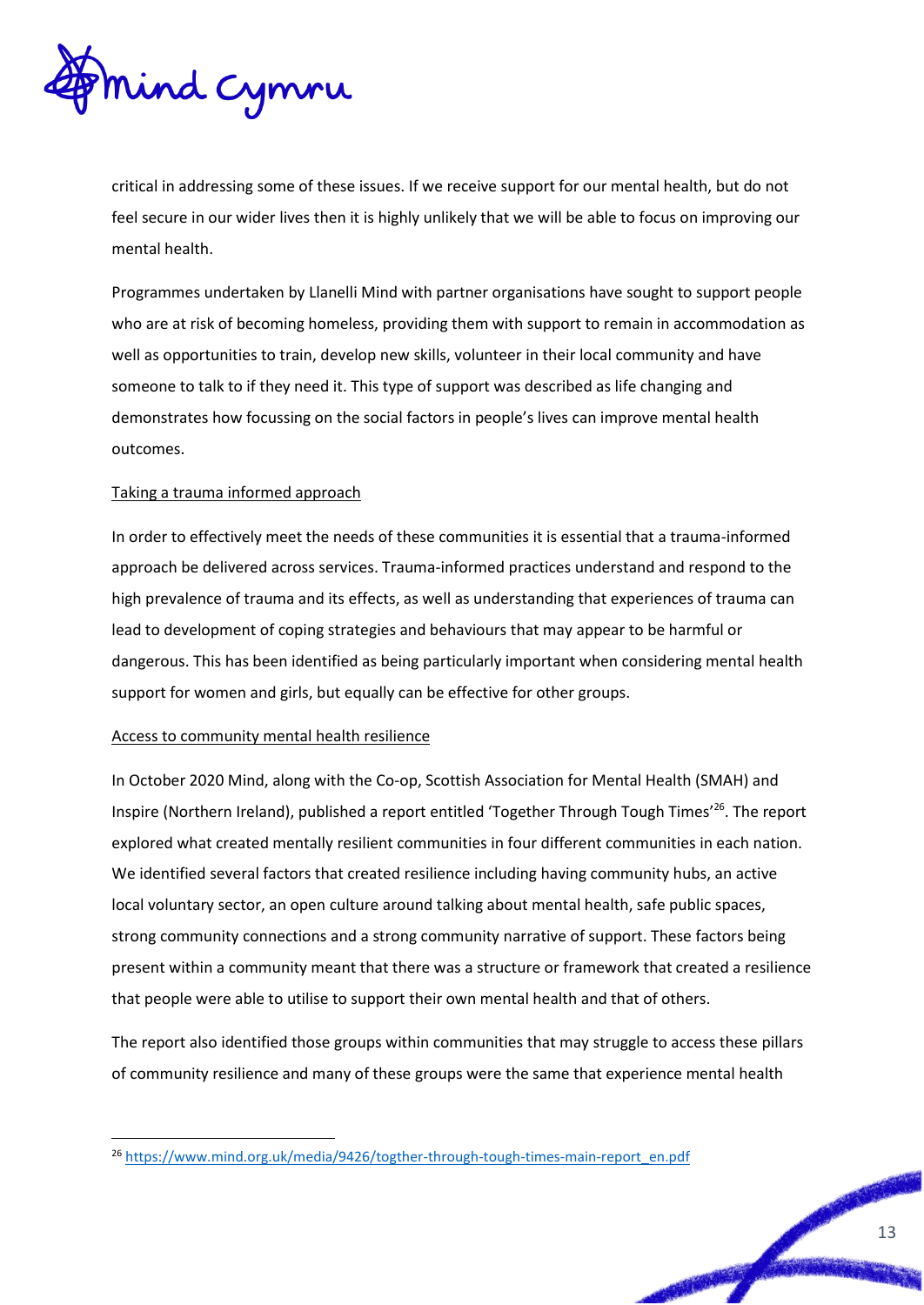critical in addressing some of these issues. If we receive support for our mental health, but do not feel secure in our wider lives then it is highly unlikely that we will be able to focus on improving our mental health.

Programmes undertaken by Llanelli Mind with partner organisations have sought to support people who are at risk of becoming homeless, providing them with support to remain in accommodation as well as opportunities to train, develop new skills, volunteer in their local community and have someone to talk to if they need it. This type of support was described as life changing and demonstrates how focussing on the social factors in people's lives can improve mental health outcomes.

Taking a trauma informed approach

In order to effectively meet the needs of these communities it is essential that a trauma-informed approach be delivered across services. Trauma-informed practices understand and respond to the high prevalence of trauma and its effects, as well as understanding that experiences of trauma can lead to development of coping strategies and behaviours that may appear to be harmful or dangerous. This has been identified as being particularly important when considering mental health support for women and girls, but equally can be effective for other groups.

Access to community mental health resilience

In October 2020 Mind, along with the Co-op, Scottish Association for Mental Health (SMAH) and Inspire (Northern Ireland), published a report entitled 'Together Through Tough Times'[26]. The report explored what created mentally resilient communities in four different communities in each nation. We identified several factors that created resilience including having community hubs, an active local voluntary sector, an open culture around talking about mental health, safe public spaces, strong community connections and a strong community narrative of support. These factors being present within a community meant that there was a structure or framework that created a resilience that people were able to utilise to support their own mental health and that of others.

The report also identified those groups within communities that may struggle to access these pillars of community resilience and many of these groups were the same that experience mental health

[26] https://www.mind.org.uk/media/9426/togther-through-tough-times-main-report_en.pdf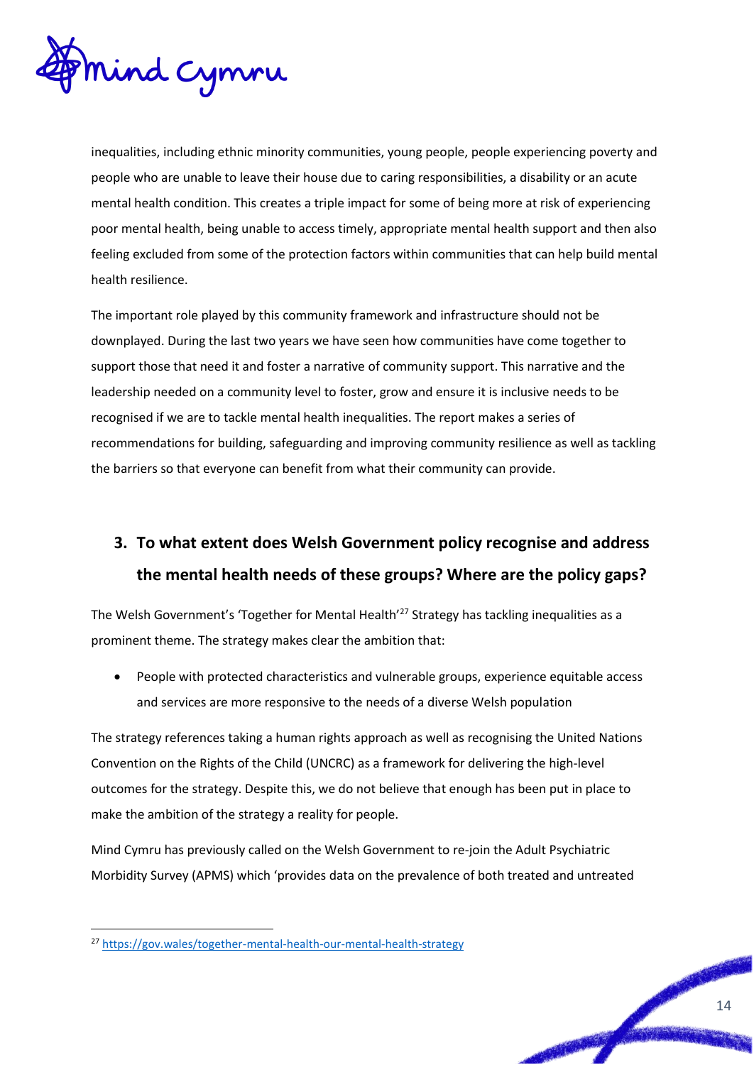inequalities, including ethnic minority communities, young people, people experiencing poverty and people who are unable to leave their house due to caring responsibilities, a disability or an acute mental health condition. This creates a triple impact for some of being more at risk of experiencing poor mental health, being unable to access timely, appropriate mental health support and then also feeling excluded from some of the protection factors within communities that can help build mental health resilience.

The important role played by this community framework and infrastructure should not be downplayed. During the last two years we have seen how communities have come together to support those that need it and foster a narrative of community support. This narrative and the leadership needed on a community level to foster, grow and ensure it is inclusive needs to be recognised if we are to tackle mental health inequalities. The report makes a series of recommendations for building, safeguarding and improving community resilience as well as tackling the barriers so that everyone can benefit from what their community can provide.

## 3. To what extent does Welsh Government policy recognise and address the mental health needs of these groups? Where are the policy gaps?

The Welsh Government's 'Together for Mental Health'[27] Strategy has tackling inequalities as a prominent theme. The strategy makes clear the ambition that:

- People with protected characteristics and vulnerable groups, experience equitable access and services are more responsive to the needs of a diverse Welsh population

The strategy references taking a human rights approach as well as recognising the United Nations Convention on the Rights of the Child (UNCRC) as a framework for delivering the high-level outcomes for the strategy. Despite this, we do not believe that enough has been put in place to make the ambition of the strategy a reality for people.

Mind Cymru has previously called on the Welsh Government to re-join the Adult Psychiatric Morbidity Survey (APMS) which 'provides data on the prevalence of both treated and untreated

[27] https://gov.wales/together-mental-health-our-mental-health-strategy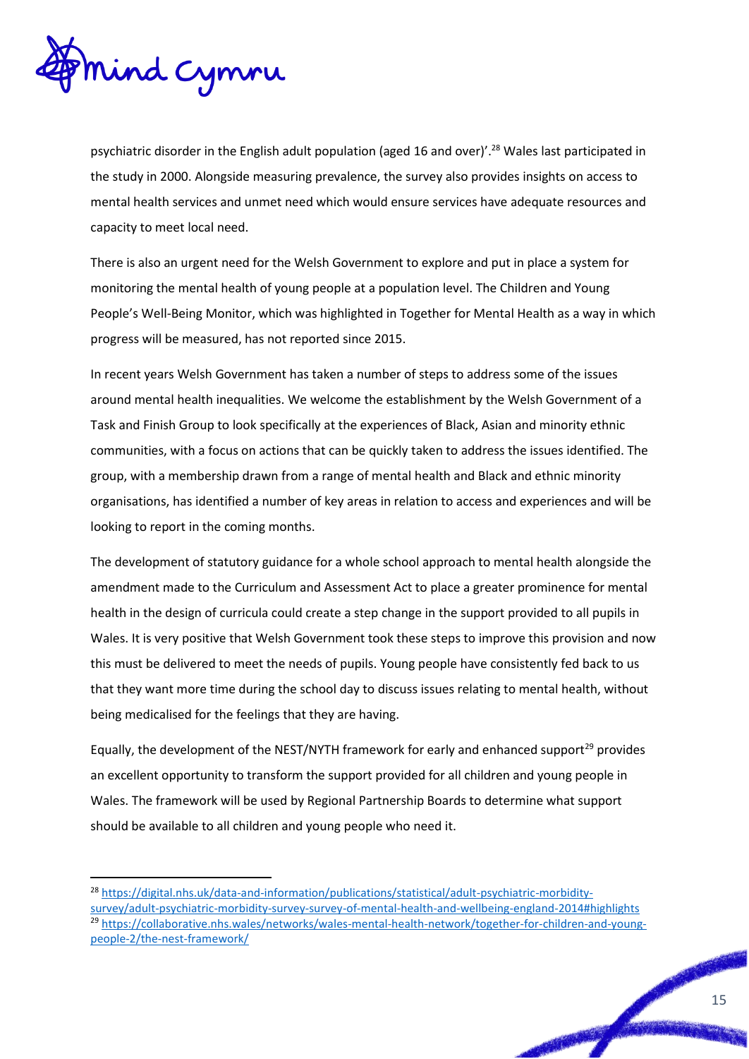psychiatric disorder in the English adult population (aged 16 and over)'.[28] Wales last participated in the study in 2000. Alongside measuring prevalence, the survey also provides insights on access to mental health services and unmet need which would ensure services have adequate resources and capacity to meet local need.

There is also an urgent need for the Welsh Government to explore and put in place a system for monitoring the mental health of young people at a population level. The Children and Young People's Well-Being Monitor, which was highlighted in Together for Mental Health as a way in which progress will be measured, has not reported since 2015.

In recent years Welsh Government has taken a number of steps to address some of the issues around mental health inequalities. We welcome the establishment by the Welsh Government of a Task and Finish Group to look specifically at the experiences of Black, Asian and minority ethnic communities, with a focus on actions that can be quickly taken to address the issues identified. The group, with a membership drawn from a range of mental health and Black and ethnic minority organisations, has identified a number of key areas in relation to access and experiences and will be looking to report in the coming months.

The development of statutory guidance for a whole school approach to mental health alongside the amendment made to the Curriculum and Assessment Act to place a greater prominence for mental health in the design of curricula could create a step change in the support provided to all pupils in Wales. It is very positive that Welsh Government took these steps to improve this provision and now this must be delivered to meet the needs of pupils. Young people have consistently fed back to us that they want more time during the school day to discuss issues relating to mental health, without being medicalised for the feelings that they are having.

Equally, the development of the NEST/NYTH framework for early and enhanced support[29] provides an excellent opportunity to transform the support provided for all children and young people in Wales. The framework will be used by Regional Partnership Boards to determine what support should be available to all children and young people who need it.

---

[28] https://digital.nhs.uk/data-and-information/publications/statistical/adult-psychiatric-morbidity-survey/adult-psychiatric-morbidity-survey-survey-of-mental-health-and-wellbeing-england-2014#highlights

[29] https://collaborative.nhs.wales/networks/wales-mental-health-network/together-for-children-and-young-people-2/the-nest-framework/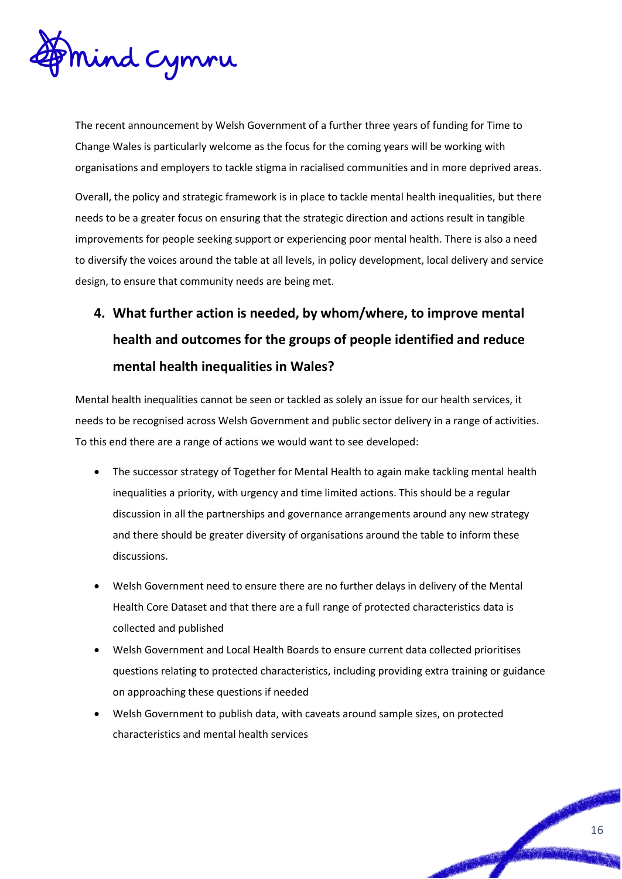The recent announcement by Welsh Government of a further three years of funding for Time to Change Wales is particularly welcome as the focus for the coming years will be working with organisations and employers to tackle stigma in racialised communities and in more deprived areas.

Overall, the policy and strategic framework is in place to tackle mental health inequalities, but there needs to be a greater focus on ensuring that the strategic direction and actions result in tangible improvements for people seeking support or experiencing poor mental health. There is also a need to diversify the voices around the table at all levels, in policy development, local delivery and service design, to ensure that community needs are being met.

## 4. What further action is needed, by whom/where, to improve mental health and outcomes for the groups of people identified and reduce mental health inequalities in Wales?

Mental health inequalities cannot be seen or tackled as solely an issue for our health services, it needs to be recognised across Welsh Government and public sector delivery in a range of activities. To this end there are a range of actions we would want to see developed:

- The successor strategy of Together for Mental Health to again make tackling mental health inequalities a priority, with urgency and time limited actions. This should be a regular discussion in all the partnerships and governance arrangements around any new strategy and there should be greater diversity of organisations around the table to inform these discussions.
- Welsh Government need to ensure there are no further delays in delivery of the Mental Health Core Dataset and that there are a full range of protected characteristics data is collected and published
- Welsh Government and Local Health Boards to ensure current data collected prioritises questions relating to protected characteristics, including providing extra training or guidance on approaching these questions if needed
- Welsh Government to publish data, with caveats around sample sizes, on protected characteristics and mental health services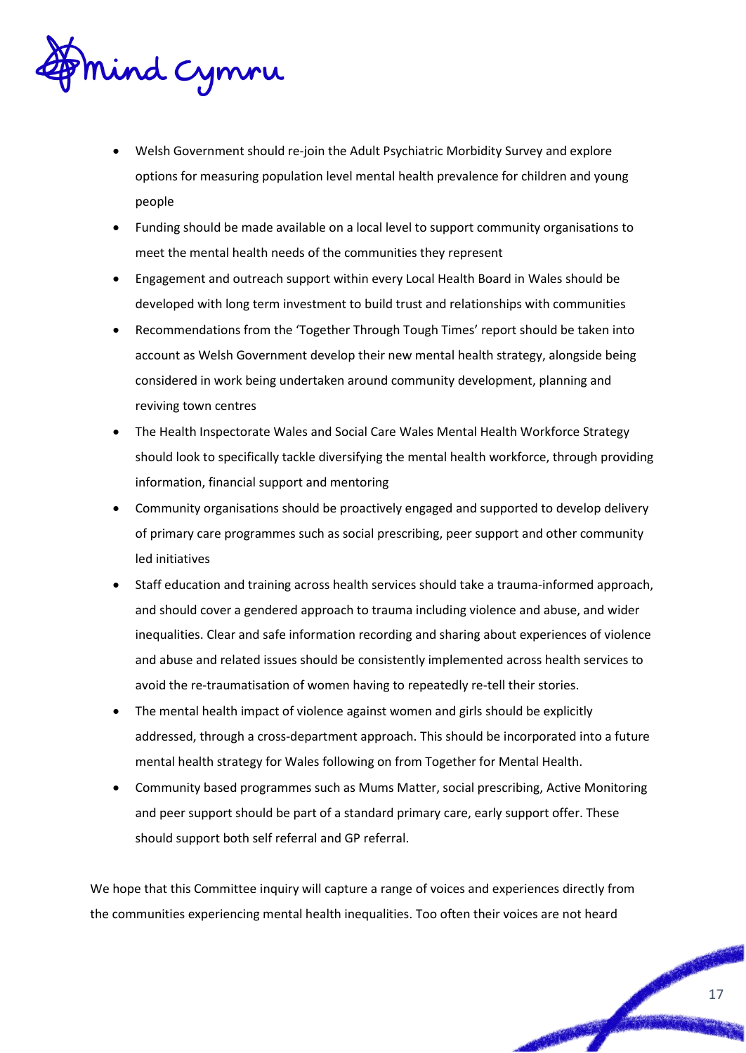- Welsh Government should re-join the Adult Psychiatric Morbidity Survey and explore options for measuring population level mental health prevalence for children and young people
- Funding should be made available on a local level to support community organisations to meet the mental health needs of the communities they represent
- Engagement and outreach support within every Local Health Board in Wales should be developed with long term investment to build trust and relationships with communities
- Recommendations from the 'Together Through Tough Times' report should be taken into account as Welsh Government develop their new mental health strategy, alongside being considered in work being undertaken around community development, planning and reviving town centres
- The Health Inspectorate Wales and Social Care Wales Mental Health Workforce Strategy should look to specifically tackle diversifying the mental health workforce, through providing information, financial support and mentoring
- Community organisations should be proactively engaged and supported to develop delivery of primary care programmes such as social prescribing, peer support and other community led initiatives
- Staff education and training across health services should take a trauma-informed approach, and should cover a gendered approach to trauma including violence and abuse, and wider inequalities. Clear and safe information recording and sharing about experiences of violence and abuse and related issues should be consistently implemented across health services to avoid the re-traumatisation of women having to repeatedly re-tell their stories.
- The mental health impact of violence against women and girls should be explicitly addressed, through a cross-department approach. This should be incorporated into a future mental health strategy for Wales following on from Together for Mental Health.
- Community based programmes such as Mums Matter, social prescribing, Active Monitoring and peer support should be part of a standard primary care, early support offer. These should support both self referral and GP referral.

We hope that this Committee inquiry will capture a range of voices and experiences directly from the communities experiencing mental health inequalities. Too often their voices are not heard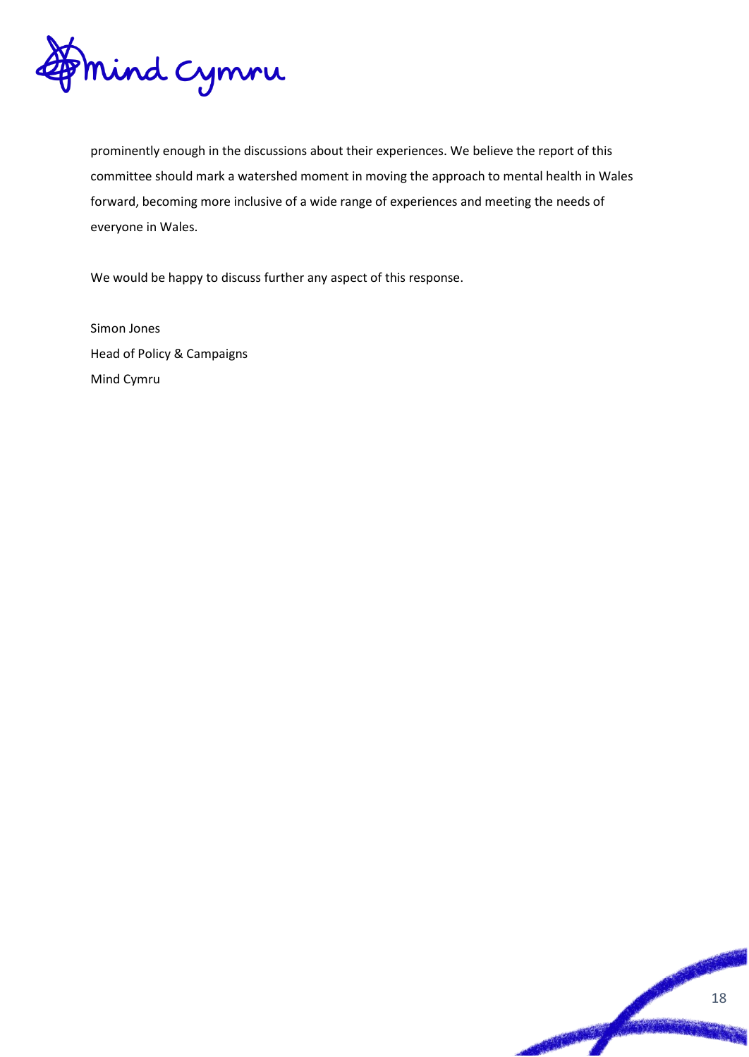prominently enough in the discussions about their experiences. We believe the report of this committee should mark a watershed moment in moving the approach to mental health in Wales forward, becoming more inclusive of a wide range of experiences and meeting the needs of everyone in Wales.

We would be happy to discuss further any aspect of this response.

Simon Jones
Head of Policy & Campaigns
Mind Cymru